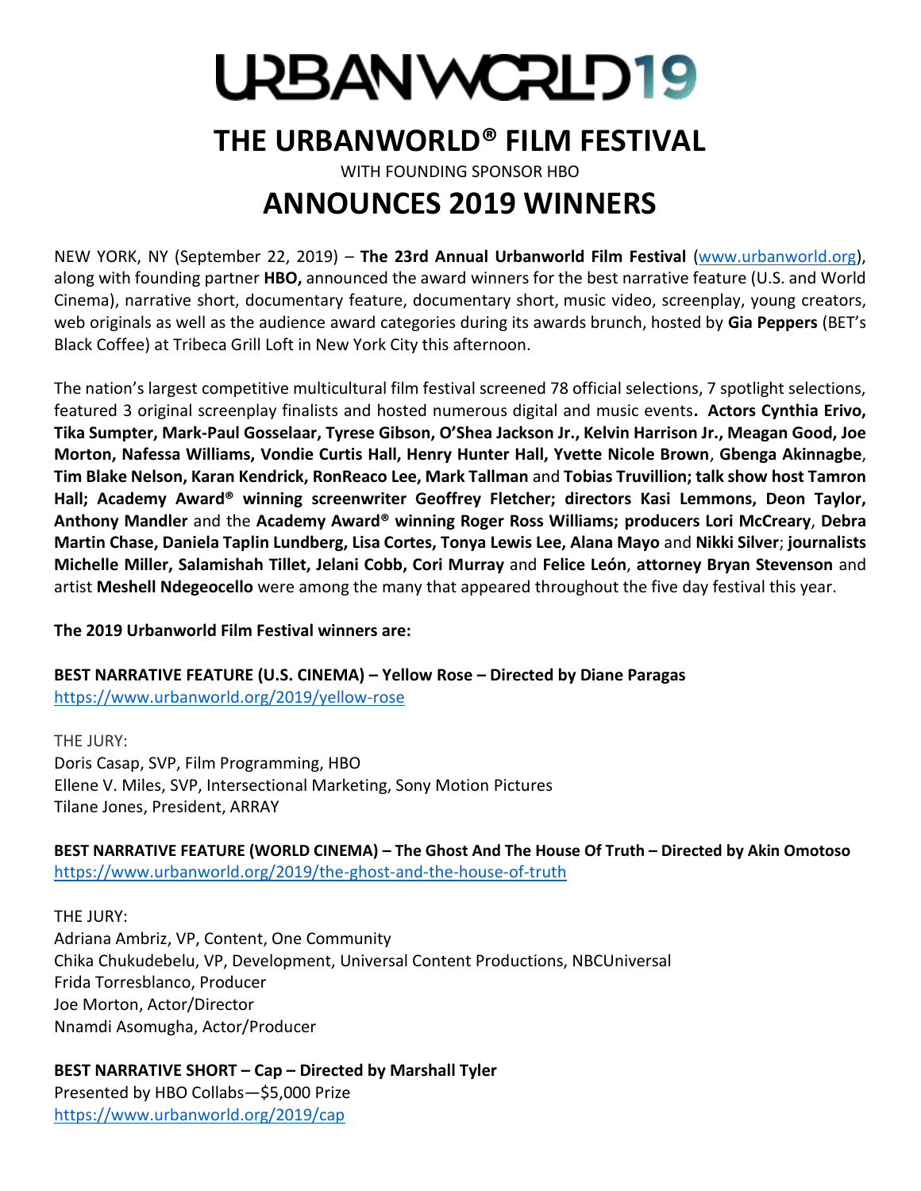# URBANWORLD19

# THE URBANWORLD® FILM FESTIVAL

WITH FOUNDING SPONSOR HBO

# ANNOUNCES 2019 WINNERS

NEW YORK, NY (September 22, 2019) – **The 23rd Annual Urbanworld Film Festival** (www.urbanworld.org), along with founding partner **HBO,** announced the award winners for the best narrative feature (U.S. and World Cinema), narrative short, documentary feature, documentary short, music video, screenplay, young creators, web originals as well as the audience award categories during its awards brunch, hosted by **Gia Peppers** (BET's Black Coffee) at Tribeca Grill Loft in New York City this afternoon.

The nation's largest competitive multicultural film festival screened 78 official selections, 7 spotlight selections, featured 3 original screenplay finalists and hosted numerous digital and music events**. Actors Cynthia Erivo, Tika Sumpter, Mark-Paul Gosselaar, Tyrese Gibson, O'Shea Jackson Jr., Kelvin Harrison Jr., Meagan Good, Joe Morton, Nafessa Williams, Vondie Curtis Hall, Henry Hunter Hall, Yvette Nicole Brown**, **Gbenga Akinnagbe**, **Tim Blake Nelson, Karan Kendrick, RonReaco Lee, Mark Tallman** and **Tobias Truvillion; talk show host Tamron Hall; Academy Award® winning screenwriter Geoffrey Fletcher; directors Kasi Lemmons, Deon Taylor, Anthony Mandler** and the **Academy Award® winning Roger Ross Williams; producers Lori McCreary**, **Debra Martin Chase, Daniela Taplin Lundberg, Lisa Cortes, Tonya Lewis Lee, Alana Mayo** and **Nikki Silver**; **journalists Michelle Miller, Salamishah Tillet, Jelani Cobb, Cori Murray** and **Felice León**, **attorney Bryan Stevenson** and artist **Meshell Ndegeocello** were among the many that appeared throughout the five day festival this year.

**The 2019 Urbanworld Film Festival winners are:**

**BEST NARRATIVE FEATURE (U.S. CINEMA) – Yellow Rose – Directed by Diane Paragas**
https://www.urbanworld.org/2019/yellow-rose

THE JURY:
Doris Casap, SVP, Film Programming, HBO
Ellene V. Miles, SVP, Intersectional Marketing, Sony Motion Pictures
Tilane Jones, President, ARRAY

**BEST NARRATIVE FEATURE (WORLD CINEMA) – The Ghost And The House Of Truth – Directed by Akin Omotoso**
https://www.urbanworld.org/2019/the-ghost-and-the-house-of-truth

THE JURY:
Adriana Ambriz, VP, Content, One Community
Chika Chukudebelu, VP, Development, Universal Content Productions, NBCUniversal
Frida Torresblanco, Producer
Joe Morton, Actor/Director
Nnamdi Asomugha, Actor/Producer

**BEST NARRATIVE SHORT – Cap – Directed by Marshall Tyler**
Presented by HBO Collabs—$5,000 Prize
https://www.urbanworld.org/2019/cap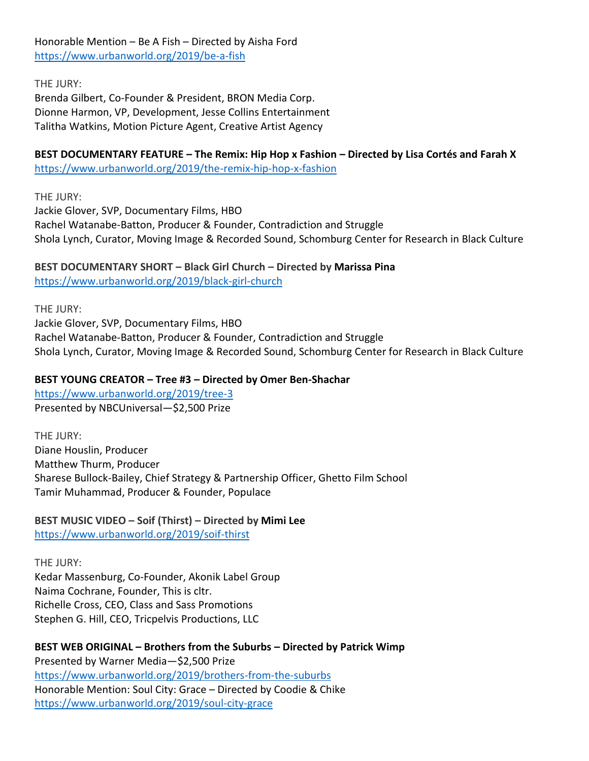Honorable Mention – Be A Fish – Directed by Aisha Ford
https://www.urbanworld.org/2019/be-a-fish

THE JURY:
Brenda Gilbert, Co-Founder & President, BRON Media Corp.
Dionne Harmon, VP, Development, Jesse Collins Entertainment
Talitha Watkins, Motion Picture Agent, Creative Artist Agency

**BEST DOCUMENTARY FEATURE – The Remix: Hip Hop x Fashion – Directed by Lisa Cortés and Farah X**
https://www.urbanworld.org/2019/the-remix-hip-hop-x-fashion

THE JURY:
Jackie Glover, SVP, Documentary Films, HBO
Rachel Watanabe-Batton, Producer & Founder, Contradiction and Struggle
Shola Lynch, Curator, Moving Image & Recorded Sound, Schomburg Center for Research in Black Culture

**BEST DOCUMENTARY SHORT – Black Girl Church – Directed by Marissa Pina**
https://www.urbanworld.org/2019/black-girl-church

THE JURY:
Jackie Glover, SVP, Documentary Films, HBO
Rachel Watanabe-Batton, Producer & Founder, Contradiction and Struggle
Shola Lynch, Curator, Moving Image & Recorded Sound, Schomburg Center for Research in Black Culture

**BEST YOUNG CREATOR – Tree #3 – Directed by Omer Ben-Shachar**
https://www.urbanworld.org/2019/tree-3
Presented by NBCUniversal—$2,500 Prize

THE JURY:
Diane Houslin, Producer
Matthew Thurm, Producer
Sharese Bullock-Bailey, Chief Strategy & Partnership Officer, Ghetto Film School
Tamir Muhammad, Producer & Founder, Populace

**BEST MUSIC VIDEO – Soif (Thirst) – Directed by Mimi Lee**
https://www.urbanworld.org/2019/soif-thirst

THE JURY:
Kedar Massenburg, Co-Founder, Akonik Label Group
Naima Cochrane, Founder, This is cltr.
Richelle Cross, CEO, Class and Sass Promotions
Stephen G. Hill, CEO, Tricpelvis Productions, LLC

**BEST WEB ORIGINAL – Brothers from the Suburbs – Directed by Patrick Wimp**
Presented by Warner Media—$2,500 Prize
https://www.urbanworld.org/2019/brothers-from-the-suburbs
Honorable Mention: Soul City: Grace – Directed by Coodie & Chike
https://www.urbanworld.org/2019/soul-city-grace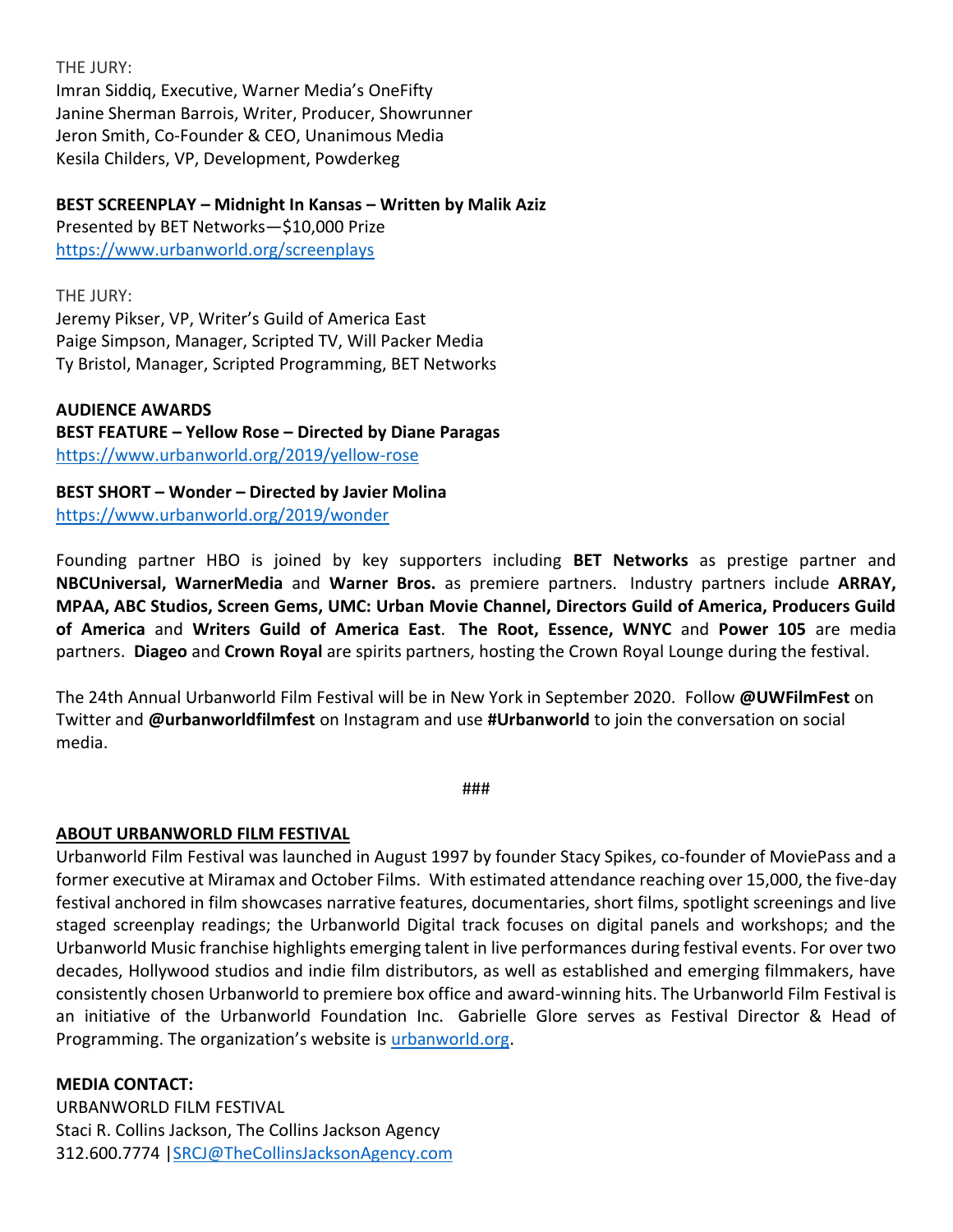THE JURY:
Imran Siddiq, Executive, Warner Media's OneFifty
Janine Sherman Barrois, Writer, Producer, Showrunner
Jeron Smith, Co-Founder & CEO, Unanimous Media
Kesila Childers, VP, Development, Powderkeg

**BEST SCREENPLAY – Midnight In Kansas – Written by Malik Aziz**
Presented by BET Networks—$10,000 Prize
https://www.urbanworld.org/screenplays

THE JURY:
Jeremy Pikser, VP, Writer's Guild of America East
Paige Simpson, Manager, Scripted TV, Will Packer Media
Ty Bristol, Manager, Scripted Programming, BET Networks

**AUDIENCE AWARDS**
**BEST FEATURE – Yellow Rose – Directed by Diane Paragas**
https://www.urbanworld.org/2019/yellow-rose

**BEST SHORT – Wonder – Directed by Javier Molina**
https://www.urbanworld.org/2019/wonder

Founding partner HBO is joined by key supporters including **BET Networks** as prestige partner and **NBCUniversal, WarnerMedia** and **Warner Bros.** as premiere partners. Industry partners include **ARRAY, MPAA, ABC Studios, Screen Gems, UMC: Urban Movie Channel, Directors Guild of America, Producers Guild of America** and **Writers Guild of America East**. **The Root, Essence, WNYC** and **Power 105** are media partners. **Diageo** and **Crown Royal** are spirits partners, hosting the Crown Royal Lounge during the festival.

The 24th Annual Urbanworld Film Festival will be in New York in September 2020. Follow **@UWFilmFest** on Twitter and **@urbanworldfilmfest** on Instagram and use **#Urbanworld** to join the conversation on social media.

###

**ABOUT URBANWORLD FILM FESTIVAL**

Urbanworld Film Festival was launched in August 1997 by founder Stacy Spikes, co-founder of MoviePass and a former executive at Miramax and October Films. With estimated attendance reaching over 15,000, the five-day festival anchored in film showcases narrative features, documentaries, short films, spotlight screenings and live staged screenplay readings; the Urbanworld Digital track focuses on digital panels and workshops; and the Urbanworld Music franchise highlights emerging talent in live performances during festival events. For over two decades, Hollywood studios and indie film distributors, as well as established and emerging filmmakers, have consistently chosen Urbanworld to premiere box office and award-winning hits. The Urbanworld Film Festival is an initiative of the Urbanworld Foundation Inc. Gabrielle Glore serves as Festival Director & Head of Programming. The organization's website is urbanworld.org.

**MEDIA CONTACT:**
URBANWORLD FILM FESTIVAL
Staci R. Collins Jackson, The Collins Jackson Agency
312.600.7774 | SRCJ@TheCollinsJacksonAgency.com